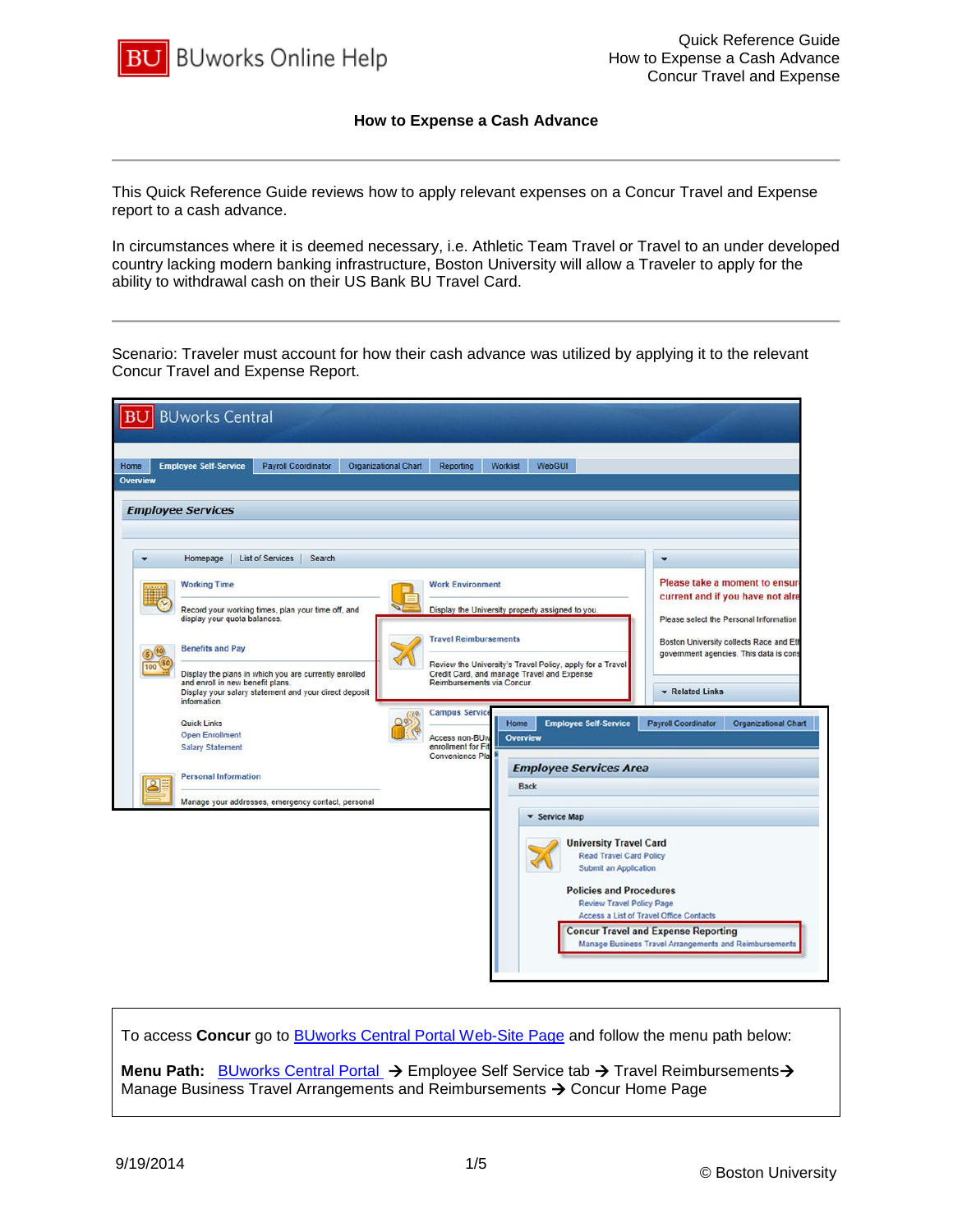# How to Expense a Cash Advance

This Quick Reference Guide reviews how to apply relevant expenses on a Concur Travel and Expense report to a cash advance.

In circumstances where it is deemed necessary, i.e. Athletic Team Travel or Travel to an under developed country lacking modern banking infrastructure, Boston University will allow a Traveler to apply for the ability to withdrawal cash on their US Bank BU Travel Card.

---

Scenario: Traveler must account for how their cash advance was utilized by applying it to the relevant Concur Travel and Expense Report.

To access **Concur** go to BUworks Central Portal Web-Site Page and follow the menu path below:

**Menu Path:** BUworks Central Portal → Employee Self Service tab → Travel Reimbursements → Manage Business Travel Arrangements and Reimbursements → Concur Home Page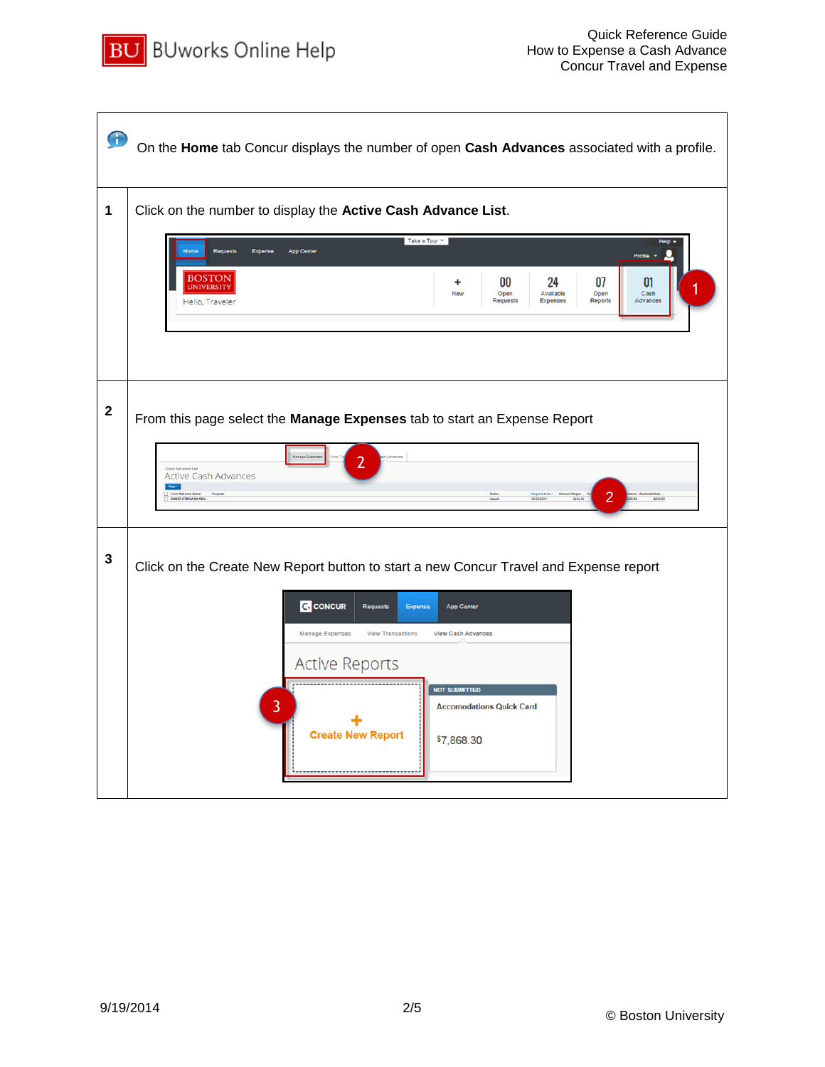| | On the **Home** tab Concur displays the number of open **Cash Advances** associated with a profile. |
|---|---|
| **1** | Click on the number to display the **Active Cash Advance List**. |
| **2** | From this page select the **Manage Expenses** tab to start an Expense Report |
| **3** | Click on the Create New Report button to start a new Concur Travel and Expense report |

© Boston University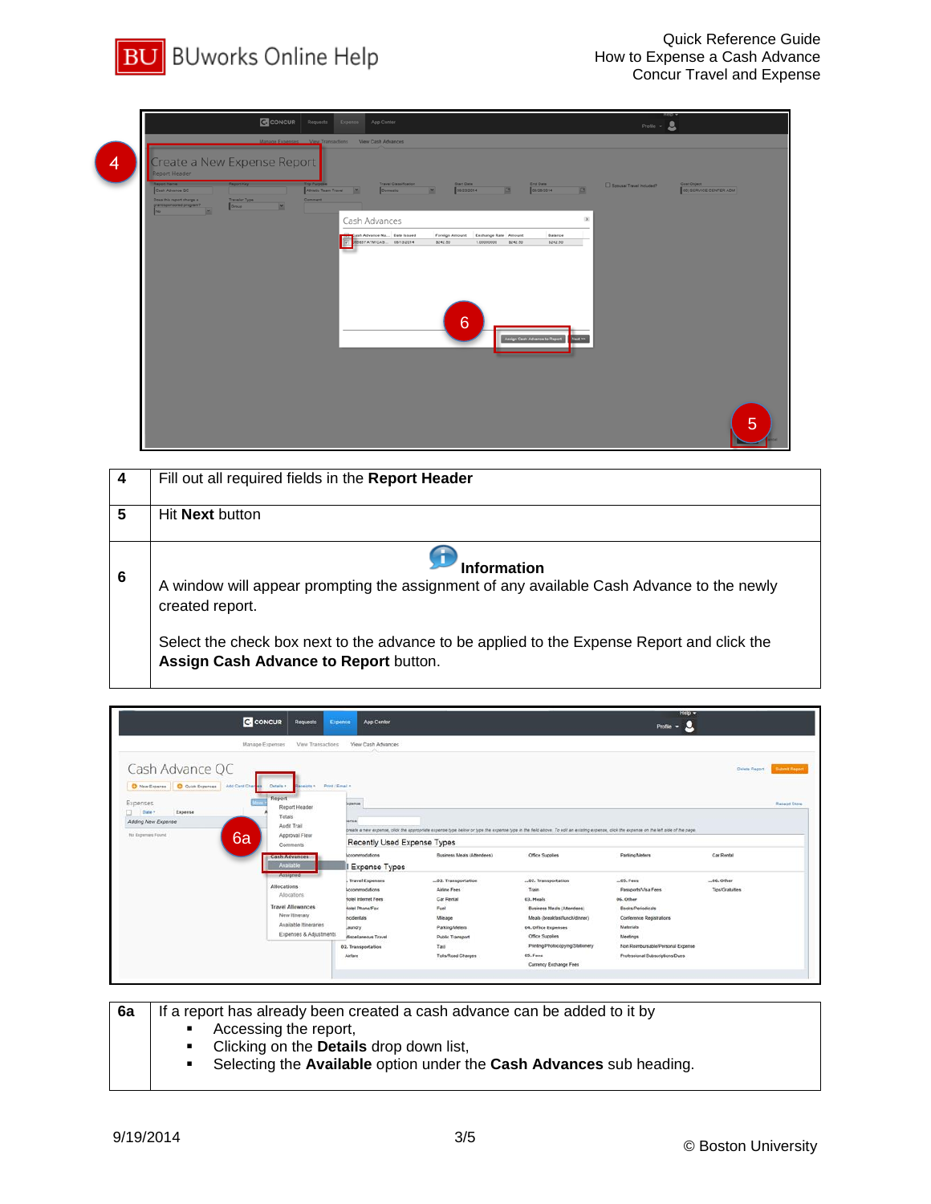| | |
|---|---|
| **4** | Fill out all required fields in the **Report Header** |
| **5** | Hit **Next** button |
| **6** | **Information**<br>A window will appear prompting the assignment of any available Cash Advance to the newly created report.<br><br>Select the check box next to the advance to be applied to the Expense Report and click the **Assign Cash Advance to Report** button. |

| | |
|---|---|
| **6a** | If a report has already been created a cash advance can be added to it by<br>▪ Accessing the report,<br>▪ Clicking on the **Details** drop down list,<br>▪ Selecting the **Available** option under the **Cash Advances** sub heading. |

9/19/2014

© Boston University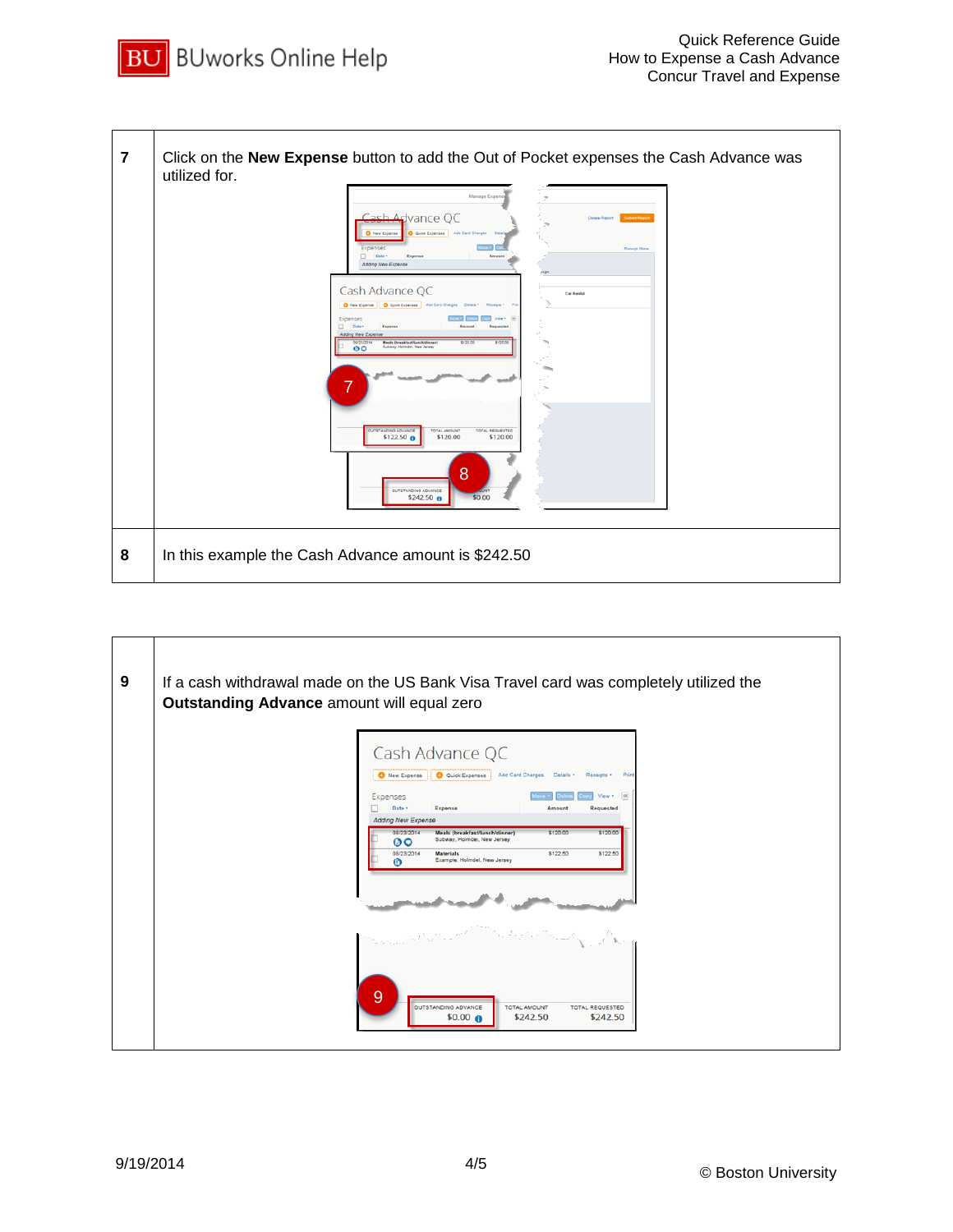| | |
|---|---|
| **7** | Click on the **New Expense** button to add the Out of Pocket expenses the Cash Advance was utilized for. |
| **8** | In this example the Cash Advance amount is $242.50 |

| | |
|---|---|
| **9** | If a cash withdrawal made on the US Bank Visa Travel card was completely utilized the **Outstanding Advance** amount will equal zero |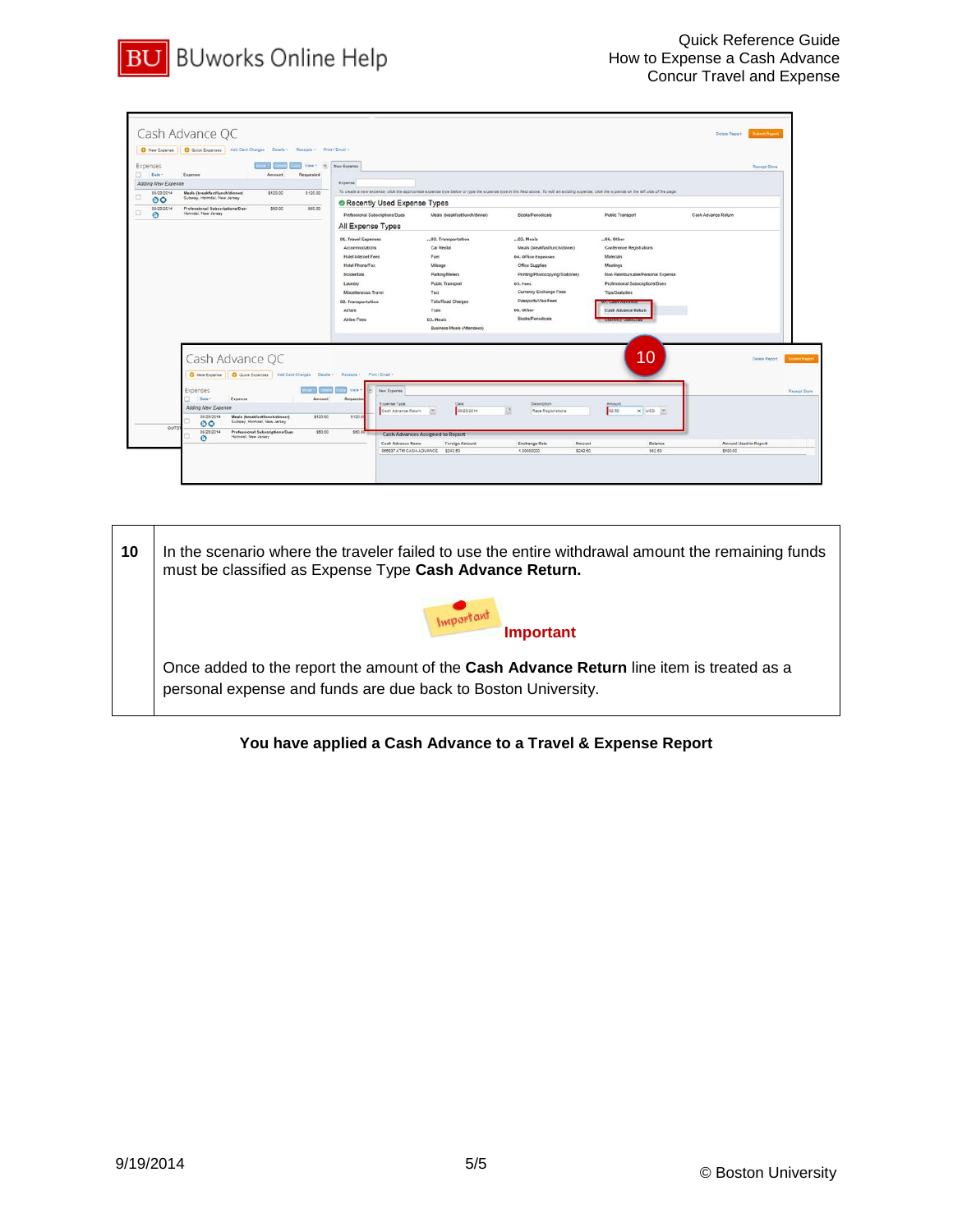| | |
|---|---|
| **10** | In the scenario where the traveler failed to use the entire withdrawal amount the remaining funds must be classified as Expense Type **Cash Advance Return.** <br><br> **Important** <br><br> Once added to the report the amount of the **Cash Advance Return** line item is treated as a personal expense and funds are due back to Boston University. |

**You have applied a Cash Advance to a Travel & Expense Report**